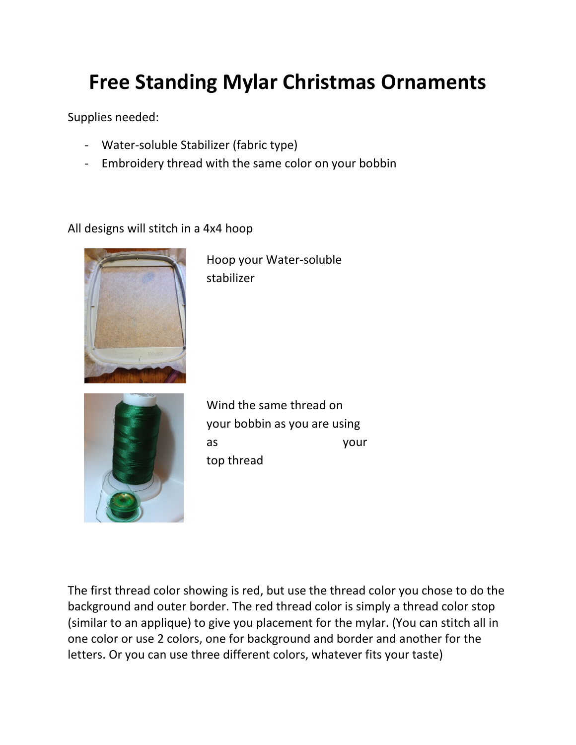# Free Standing Mylar Christmas Ornaments

Supplies needed:

- Water-soluble Stabilizer (fabric type)
- Embroidery thread with the same color on your bobbin

All designs will stitch in a 4x4 hoop

Hoop your Water-soluble stabilizer

Wind the same thread on your bobbin as you are using as your top thread

The first thread color showing is red, but use the thread color you chose to do the background and outer border. The red thread color is simply a thread color stop (similar to an applique) to give you placement for the mylar. (You can stitch all in one color or use 2 colors, one for background and border and another for the letters. Or you can use three different colors, whatever fits your taste)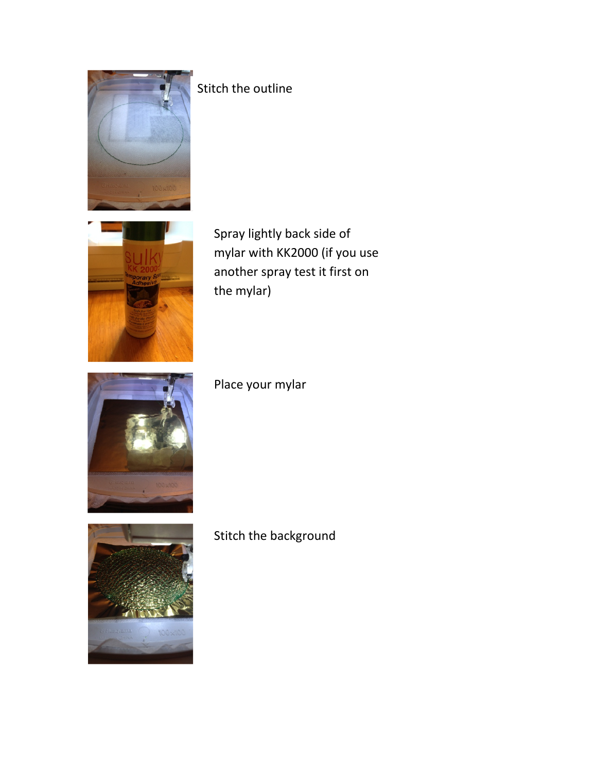Stitch the outline

Spray lightly back side of mylar with KK2000 (if you use another spray test it first on the mylar)

Place your mylar

Stitch the background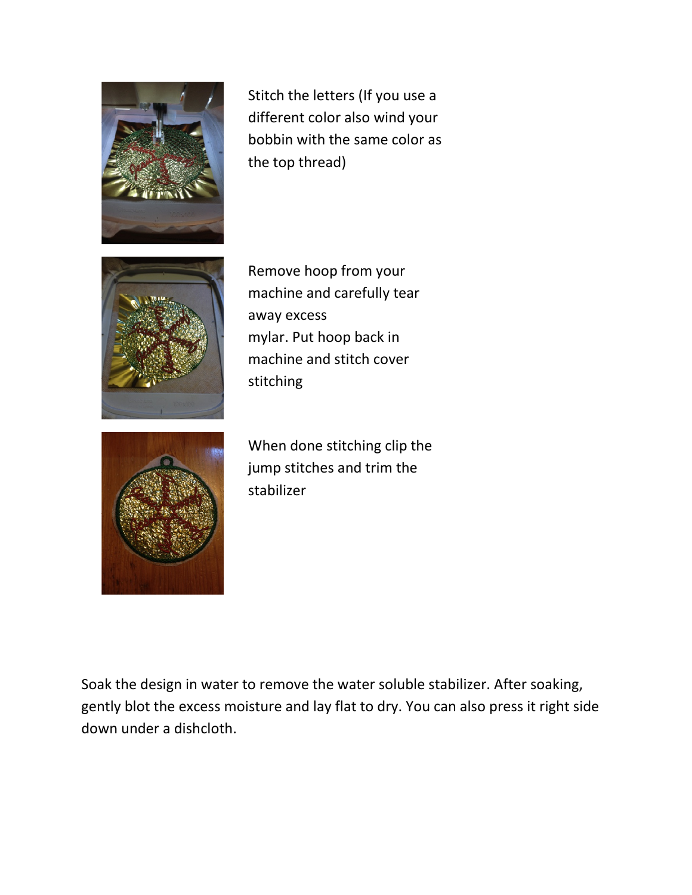Stitch the letters (If you use a different color also wind your bobbin with the same color as the top thread)

Remove hoop from your machine and carefully tear away excess mylar. Put hoop back in machine and stitch cover stitching

When done stitching clip the jump stitches and trim the stabilizer

Soak the design in water to remove the water soluble stabilizer. After soaking, gently blot the excess moisture and lay flat to dry. You can also press it right side down under a dishcloth.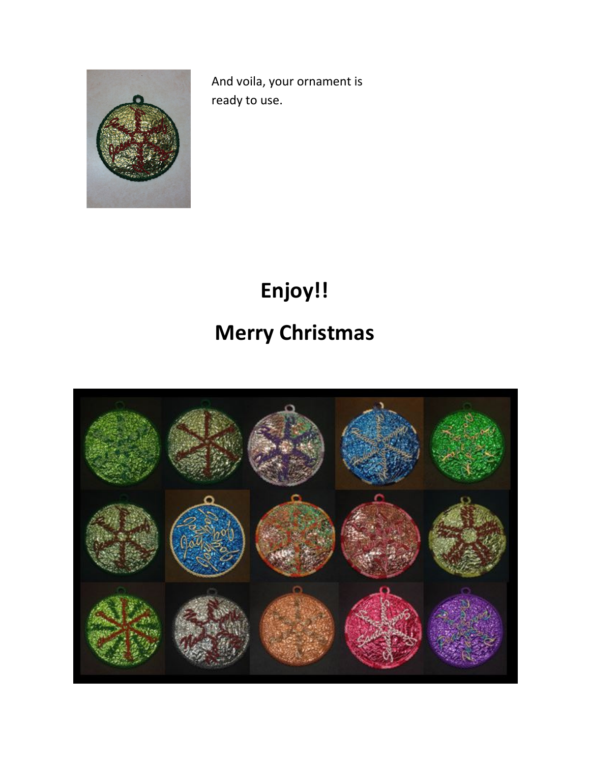And voila, your ornament is ready to use.

# Enjoy!!

# Merry Christmas